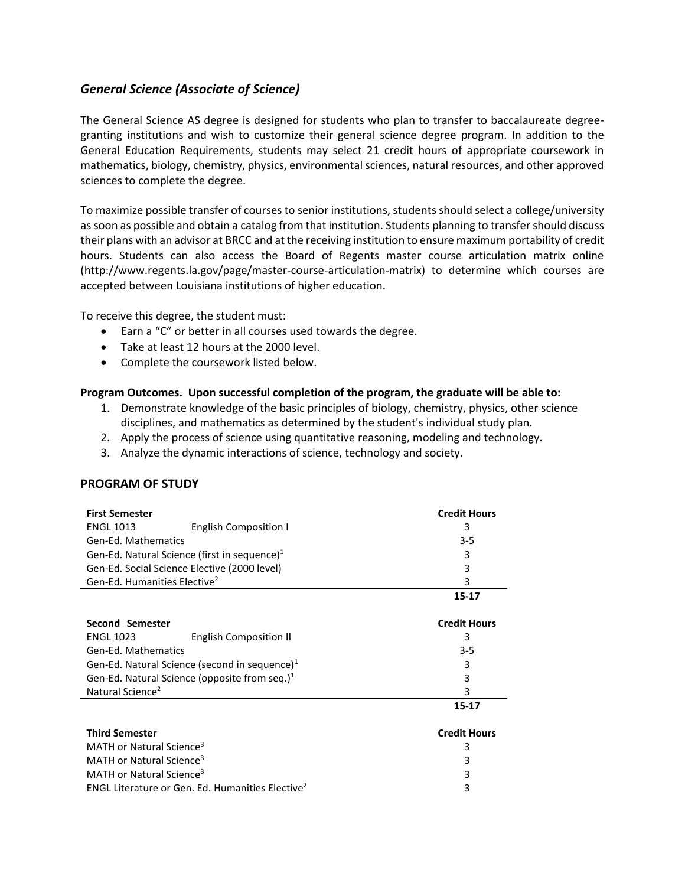## *General Science (Associate of Science)*

The General Science AS degree is designed for students who plan to transfer to baccalaureate degree-granting institutions and wish to customize their general science degree program. In addition to the General Education Requirements, students may select 21 credit hours of appropriate coursework in mathematics, biology, chemistry, physics, environmental sciences, natural resources, and other approved sciences to complete the degree.

To maximize possible transfer of courses to senior institutions, students should select a college/university as soon as possible and obtain a catalog from that institution. Students planning to transfer should discuss their plans with an advisor at BRCC and at the receiving institution to ensure maximum portability of credit hours. Students can also access the Board of Regents master course articulation matrix online (http://www.regents.la.gov/page/master-course-articulation-matrix) to determine which courses are accepted between Louisiana institutions of higher education.

To receive this degree, the student must:

- Earn a "C" or better in all courses used towards the degree.
- Take at least 12 hours at the 2000 level.
- Complete the coursework listed below.

**Program Outcomes. Upon successful completion of the program, the graduate will be able to:**

1. Demonstrate knowledge of the basic principles of biology, chemistry, physics, other science disciplines, and mathematics as determined by the student's individual study plan.
2. Apply the process of science using quantitative reasoning, modeling and technology.
3. Analyze the dynamic interactions of science, technology and society.

### PROGRAM OF STUDY

| **First Semester** | | **Credit Hours** |
|---|---|---|
| ENGL 1013 | English Composition I | 3 |
| Gen-Ed. Mathematics | | 3-5 |
| Gen-Ed. Natural Science (first in sequence)[1] | | 3 |
| Gen-Ed. Social Science Elective (2000 level) | | 3 |
| Gen-Ed. Humanities Elective[2] | | 3 |
| | | **15-17** |

| **Second Semester** | | **Credit Hours** |
|---|---|---|
| ENGL 1023 | English Composition II | 3 |
| Gen-Ed. Mathematics | | 3-5 |
| Gen-Ed. Natural Science (second in sequence)[1] | | 3 |
| Gen-Ed. Natural Science (opposite from seq.)[1] | | 3 |
| Natural Science[2] | | 3 |
| | | **15-17** |

| **Third Semester** | **Credit Hours** |
|---|---|
| MATH or Natural Science[3] | 3 |
| MATH or Natural Science[3] | 3 |
| MATH or Natural Science[3] | 3 |
| ENGL Literature or Gen. Ed. Humanities Elective[2] | 3 |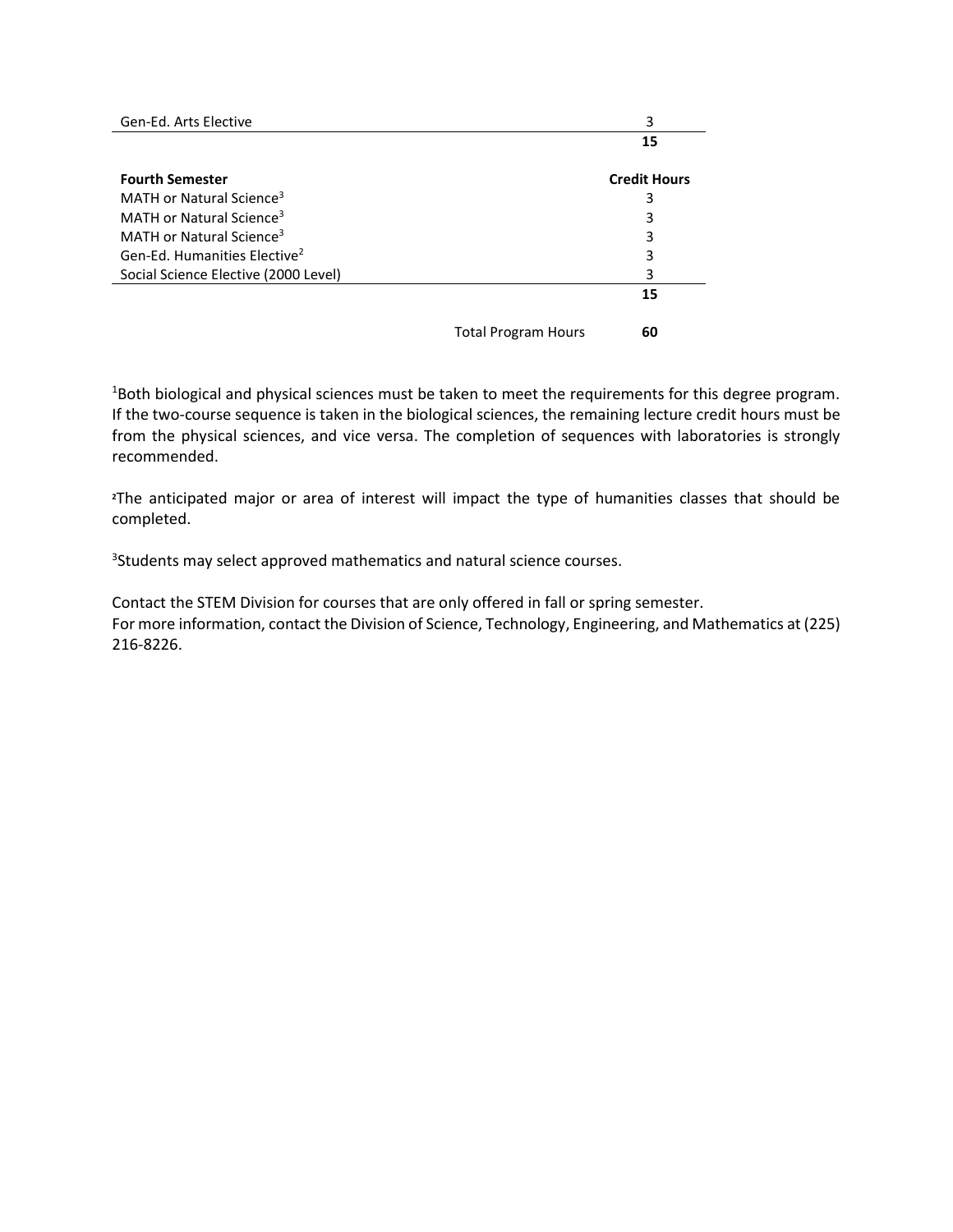| | |
|---|---|
| Gen-Ed. Arts Elective | 3 |
| | **15** |

| **Fourth Semester** | **Credit Hours** |
|---|---|
| MATH or Natural Science[3] | 3 |
| MATH or Natural Science[3] | 3 |
| MATH or Natural Science[3] | 3 |
| Gen-Ed. Humanities Elective[2] | 3 |
| Social Science Elective (2000 Level) | 3 |
| | **15** |
| Total Program Hours | **60** |

[1]Both biological and physical sciences must be taken to meet the requirements for this degree program. If the two-course sequence is taken in the biological sciences, the remaining lecture credit hours must be from the physical sciences, and vice versa. The completion of sequences with laboratories is strongly recommended.

[2]The anticipated major or area of interest will impact the type of humanities classes that should be completed.

[3]Students may select approved mathematics and natural science courses.

Contact the STEM Division for courses that are only offered in fall or spring semester.
For more information, contact the Division of Science, Technology, Engineering, and Mathematics at (225) 216-8226.